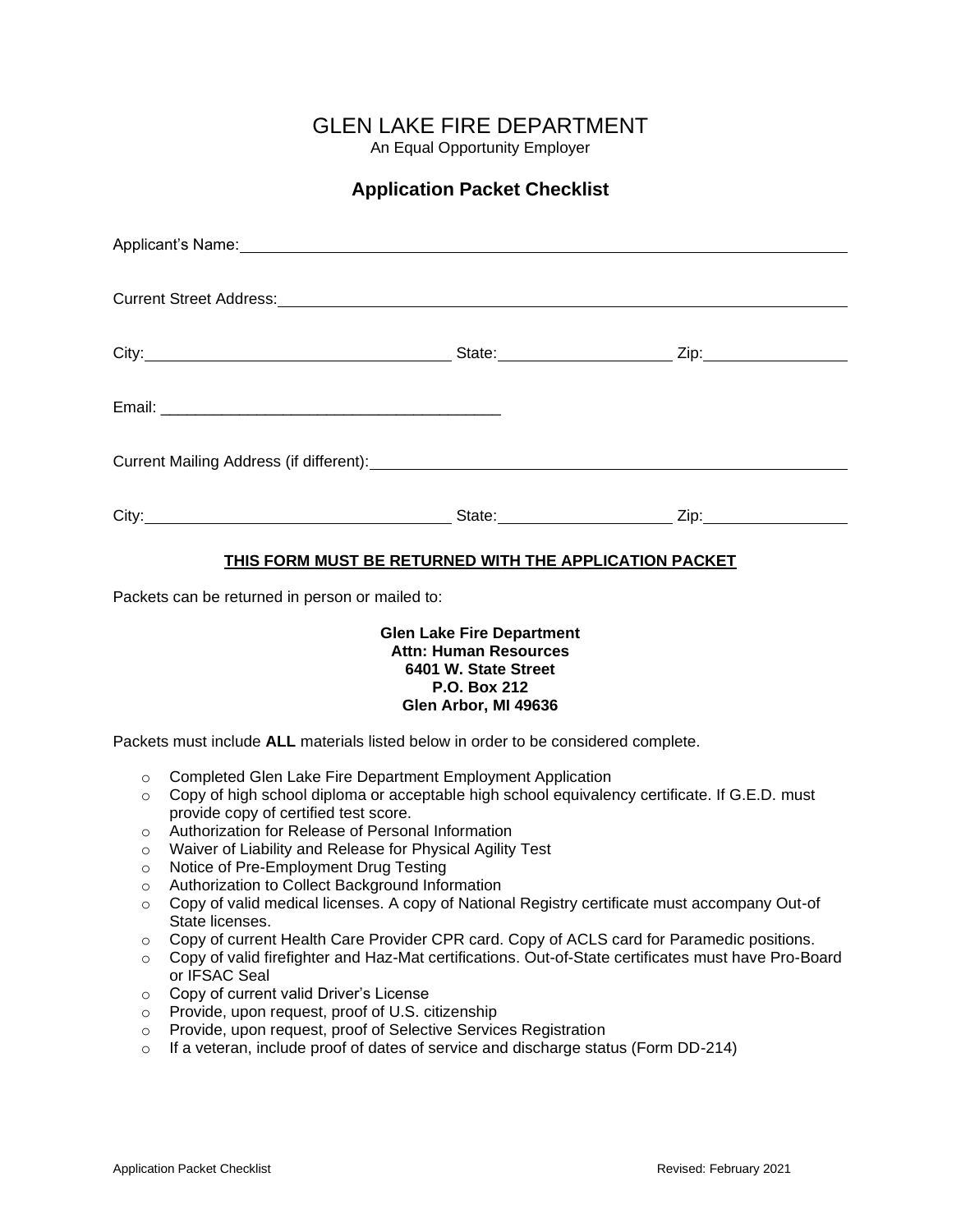# GLEN LAKE FIRE DEPARTMENT

An Equal Opportunity Employer

## Application Packet Checklist

Applicant's Name: ______________________________________________

Current Street Address: ______________________________________________

City: ____________________ State: ____________________ Zip: ____________________

Email: ______________________________________________

Current Mailing Address (if different): ______________________________________________

City: ____________________ State: ____________________ Zip: ____________________

**THIS FORM MUST BE RETURNED WITH THE APPLICATION PACKET**

Packets can be returned in person or mailed to:

**Glen Lake Fire Department**
**Attn: Human Resources**
**6401 W. State Street**
**P.O. Box 212**
**Glen Arbor, MI 49636**

Packets must include **ALL** materials listed below in order to be considered complete.

- Completed Glen Lake Fire Department Employment Application
- Copy of high school diploma or acceptable high school equivalency certificate. If G.E.D. must provide copy of certified test score.
- Authorization for Release of Personal Information
- Waiver of Liability and Release for Physical Agility Test
- Notice of Pre-Employment Drug Testing
- Authorization to Collect Background Information
- Copy of valid medical licenses. A copy of National Registry certificate must accompany Out-of State licenses.
- Copy of current Health Care Provider CPR card. Copy of ACLS card for Paramedic positions.
- Copy of valid firefighter and Haz-Mat certifications. Out-of-State certificates must have Pro-Board or IFSAC Seal
- Copy of current valid Driver's License
- Provide, upon request, proof of U.S. citizenship
- Provide, upon request, proof of Selective Services Registration
- If a veteran, include proof of dates of service and discharge status (Form DD-214)

Application Packet Checklist — Revised: February 2021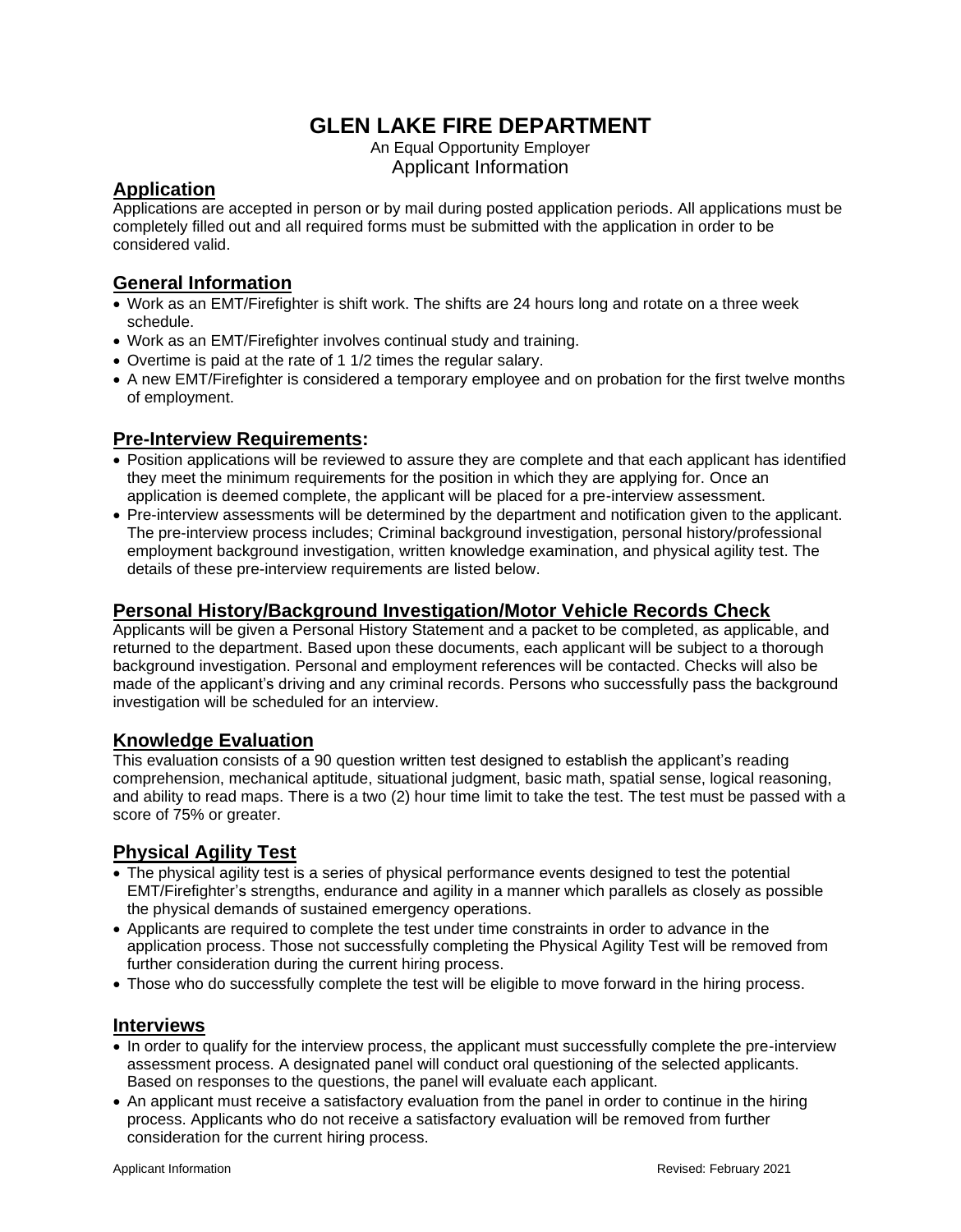# GLEN LAKE FIRE DEPARTMENT

An Equal Opportunity Employer

Applicant Information

## Application

Applications are accepted in person or by mail during posted application periods. All applications must be completely filled out and all required forms must be submitted with the application in order to be considered valid.

## General Information

- Work as an EMT/Firefighter is shift work. The shifts are 24 hours long and rotate on a three week schedule.
- Work as an EMT/Firefighter involves continual study and training.
- Overtime is paid at the rate of 1 1/2 times the regular salary.
- A new EMT/Firefighter is considered a temporary employee and on probation for the first twelve months of employment.

## Pre-Interview Requirements:

- Position applications will be reviewed to assure they are complete and that each applicant has identified they meet the minimum requirements for the position in which they are applying for. Once an application is deemed complete, the applicant will be placed for a pre-interview assessment.
- Pre-interview assessments will be determined by the department and notification given to the applicant. The pre-interview process includes; Criminal background investigation, personal history/professional employment background investigation, written knowledge examination, and physical agility test. The details of these pre-interview requirements are listed below.

## Personal History/Background Investigation/Motor Vehicle Records Check

Applicants will be given a Personal History Statement and a packet to be completed, as applicable, and returned to the department. Based upon these documents, each applicant will be subject to a thorough background investigation. Personal and employment references will be contacted. Checks will also be made of the applicant's driving and any criminal records. Persons who successfully pass the background investigation will be scheduled for an interview.

## Knowledge Evaluation

This evaluation consists of a 90 question written test designed to establish the applicant's reading comprehension, mechanical aptitude, situational judgment, basic math, spatial sense, logical reasoning, and ability to read maps. There is a two (2) hour time limit to take the test. The test must be passed with a score of 75% or greater.

## Physical Agility Test

- The physical agility test is a series of physical performance events designed to test the potential EMT/Firefighter's strengths, endurance and agility in a manner which parallels as closely as possible the physical demands of sustained emergency operations.
- Applicants are required to complete the test under time constraints in order to advance in the application process. Those not successfully completing the Physical Agility Test will be removed from further consideration during the current hiring process.
- Those who do successfully complete the test will be eligible to move forward in the hiring process.

## Interviews

- In order to qualify for the interview process, the applicant must successfully complete the pre-interview assessment process. A designated panel will conduct oral questioning of the selected applicants. Based on responses to the questions, the panel will evaluate each applicant.
- An applicant must receive a satisfactory evaluation from the panel in order to continue in the hiring process. Applicants who do not receive a satisfactory evaluation will be removed from further consideration for the current hiring process.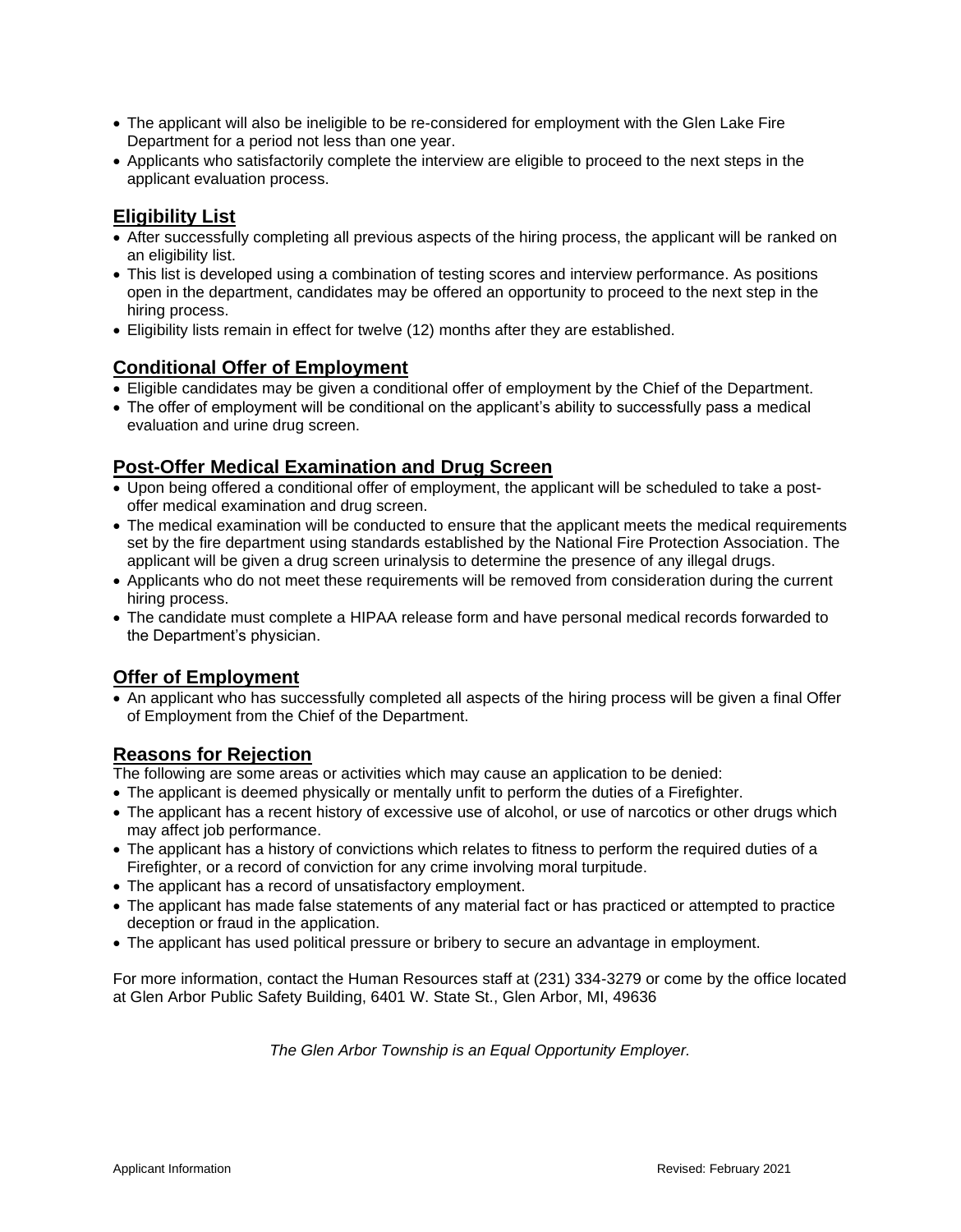- The applicant will also be ineligible to be re-considered for employment with the Glen Lake Fire Department for a period not less than one year.
- Applicants who satisfactorily complete the interview are eligible to proceed to the next steps in the applicant evaluation process.

## Eligibility List

- After successfully completing all previous aspects of the hiring process, the applicant will be ranked on an eligibility list.
- This list is developed using a combination of testing scores and interview performance. As positions open in the department, candidates may be offered an opportunity to proceed to the next step in the hiring process.
- Eligibility lists remain in effect for twelve (12) months after they are established.

## Conditional Offer of Employment

- Eligible candidates may be given a conditional offer of employment by the Chief of the Department.
- The offer of employment will be conditional on the applicant's ability to successfully pass a medical evaluation and urine drug screen.

## Post-Offer Medical Examination and Drug Screen

- Upon being offered a conditional offer of employment, the applicant will be scheduled to take a post-offer medical examination and drug screen.
- The medical examination will be conducted to ensure that the applicant meets the medical requirements set by the fire department using standards established by the National Fire Protection Association. The applicant will be given a drug screen urinalysis to determine the presence of any illegal drugs.
- Applicants who do not meet these requirements will be removed from consideration during the current hiring process.
- The candidate must complete a HIPAA release form and have personal medical records forwarded to the Department's physician.

## Offer of Employment

- An applicant who has successfully completed all aspects of the hiring process will be given a final Offer of Employment from the Chief of the Department.

## Reasons for Rejection

The following are some areas or activities which may cause an application to be denied:

- The applicant is deemed physically or mentally unfit to perform the duties of a Firefighter.
- The applicant has a recent history of excessive use of alcohol, or use of narcotics or other drugs which may affect job performance.
- The applicant has a history of convictions which relates to fitness to perform the required duties of a Firefighter, or a record of conviction for any crime involving moral turpitude.
- The applicant has a record of unsatisfactory employment.
- The applicant has made false statements of any material fact or has practiced or attempted to practice deception or fraud in the application.
- The applicant has used political pressure or bribery to secure an advantage in employment.

For more information, contact the Human Resources staff at (231) 334-3279 or come by the office located at Glen Arbor Public Safety Building, 6401 W. State St., Glen Arbor, MI, 49636

*The Glen Arbor Township is an Equal Opportunity Employer.*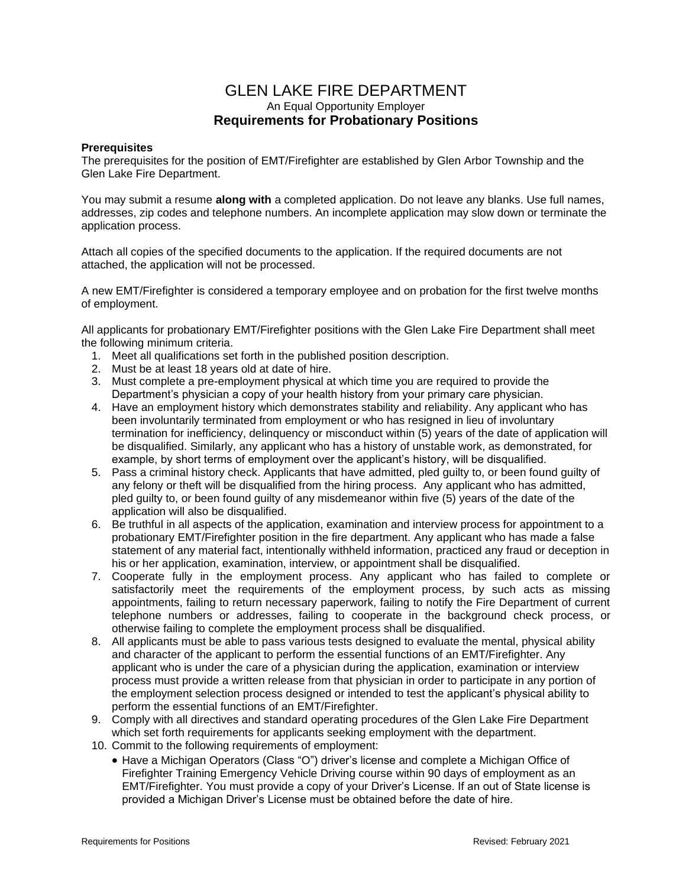# GLEN LAKE FIRE DEPARTMENT

An Equal Opportunity Employer

## Requirements for Probationary Positions

**Prerequisites**

The prerequisites for the position of EMT/Firefighter are established by Glen Arbor Township and the Glen Lake Fire Department.

You may submit a resume **along with** a completed application. Do not leave any blanks. Use full names, addresses, zip codes and telephone numbers. An incomplete application may slow down or terminate the application process.

Attach all copies of the specified documents to the application. If the required documents are not attached, the application will not be processed.

A new EMT/Firefighter is considered a temporary employee and on probation for the first twelve months of employment.

All applicants for probationary EMT/Firefighter positions with the Glen Lake Fire Department shall meet the following minimum criteria.

1. Meet all qualifications set forth in the published position description.
2. Must be at least 18 years old at date of hire.
3. Must complete a pre-employment physical at which time you are required to provide the Department's physician a copy of your health history from your primary care physician.
4. Have an employment history which demonstrates stability and reliability. Any applicant who has been involuntarily terminated from employment or who has resigned in lieu of involuntary termination for inefficiency, delinquency or misconduct within (5) years of the date of application will be disqualified. Similarly, any applicant who has a history of unstable work, as demonstrated, for example, by short terms of employment over the applicant's history, will be disqualified.
5. Pass a criminal history check. Applicants that have admitted, pled guilty to, or been found guilty of any felony or theft will be disqualified from the hiring process. Any applicant who has admitted, pled guilty to, or been found guilty of any misdemeanor within five (5) years of the date of the application will also be disqualified.
6. Be truthful in all aspects of the application, examination and interview process for appointment to a probationary EMT/Firefighter position in the fire department. Any applicant who has made a false statement of any material fact, intentionally withheld information, practiced any fraud or deception in his or her application, examination, interview, or appointment shall be disqualified.
7. Cooperate fully in the employment process. Any applicant who has failed to complete or satisfactorily meet the requirements of the employment process, by such acts as missing appointments, failing to return necessary paperwork, failing to notify the Fire Department of current telephone numbers or addresses, failing to cooperate in the background check process, or otherwise failing to complete the employment process shall be disqualified.
8. All applicants must be able to pass various tests designed to evaluate the mental, physical ability and character of the applicant to perform the essential functions of an EMT/Firefighter. Any applicant who is under the care of a physician during the application, examination or interview process must provide a written release from that physician in order to participate in any portion of the employment selection process designed or intended to test the applicant's physical ability to perform the essential functions of an EMT/Firefighter.
9. Comply with all directives and standard operating procedures of the Glen Lake Fire Department which set forth requirements for applicants seeking employment with the department.
10. Commit to the following requirements of employment:
    - Have a Michigan Operators (Class "O") driver's license and complete a Michigan Office of Firefighter Training Emergency Vehicle Driving course within 90 days of employment as an EMT/Firefighter. You must provide a copy of your Driver's License. If an out of State license is provided a Michigan Driver's License must be obtained before the date of hire.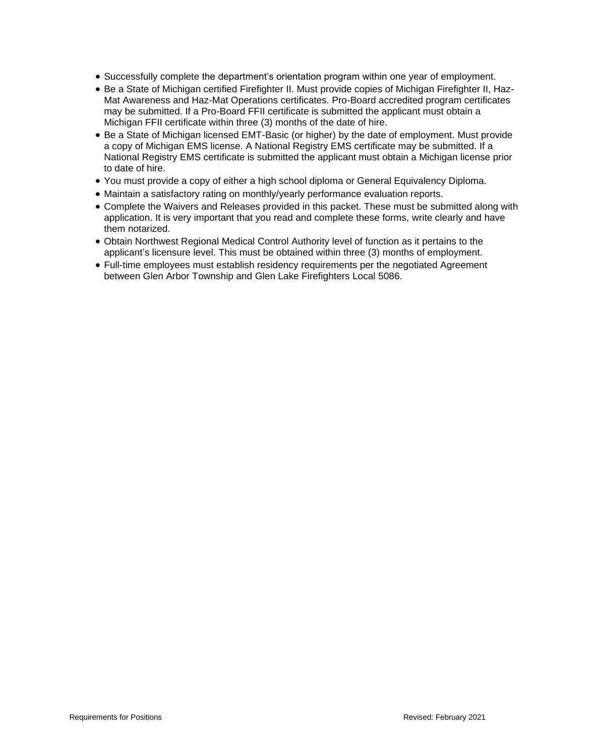- Successfully complete the department's orientation program within one year of employment.
- Be a State of Michigan certified Firefighter II. Must provide copies of Michigan Firefighter II, Haz-Mat Awareness and Haz-Mat Operations certificates. Pro-Board accredited program certificates may be submitted. If a Pro-Board FFII certificate is submitted the applicant must obtain a Michigan FFII certificate within three (3) months of the date of hire.
- Be a State of Michigan licensed EMT-Basic (or higher) by the date of employment. Must provide a copy of Michigan EMS license. A National Registry EMS certificate may be submitted. If a National Registry EMS certificate is submitted the applicant must obtain a Michigan license prior to date of hire.
- You must provide a copy of either a high school diploma or General Equivalency Diploma.
- Maintain a satisfactory rating on monthly/yearly performance evaluation reports.
- Complete the Waivers and Releases provided in this packet. These must be submitted along with application. It is very important that you read and complete these forms, write clearly and have them notarized.
- Obtain Northwest Regional Medical Control Authority level of function as it pertains to the applicant's licensure level. This must be obtained within three (3) months of employment.
- Full-time employees must establish residency requirements per the negotiated Agreement between Glen Arbor Township and Glen Lake Firefighters Local 5086.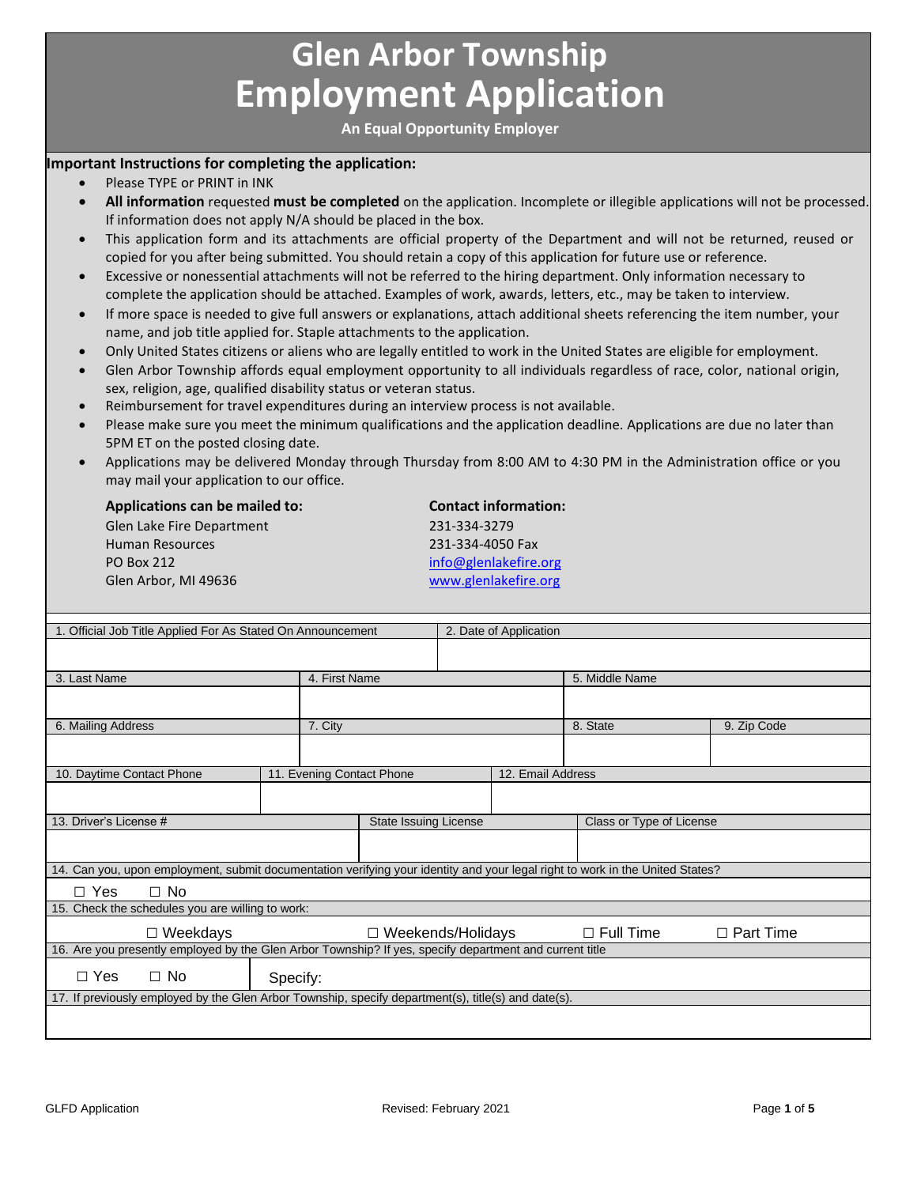# Glen Arbor Township
# Employment Application

**An Equal Opportunity Employer**

**Important Instructions for completing the application:**

- Please TYPE or PRINT in INK
- **All information** requested **must be completed** on the application. Incomplete or illegible applications will not be processed. If information does not apply N/A should be placed in the box.
- This application form and its attachments are official property of the Department and will not be returned, reused or copied for you after being submitted. You should retain a copy of this application for future use or reference.
- Excessive or nonessential attachments will not be referred to the hiring department. Only information necessary to complete the application should be attached. Examples of work, awards, letters, etc., may be taken to interview.
- If more space is needed to give full answers or explanations, attach additional sheets referencing the item number, your name, and job title applied for. Staple attachments to the application.
- Only United States citizens or aliens who are legally entitled to work in the United States are eligible for employment.
- Glen Arbor Township affords equal employment opportunity to all individuals regardless of race, color, national origin, sex, religion, age, qualified disability status or veteran status.
- Reimbursement for travel expenditures during an interview process is not available.
- Please make sure you meet the minimum qualifications and the application deadline. Applications are due no later than 5PM ET on the posted closing date.
- Applications may be delivered Monday through Thursday from 8:00 AM to 4:30 PM in the Administration office or you may mail your application to our office.

**Applications can be mailed to:**
Glen Lake Fire Department
Human Resources
PO Box 212
Glen Arbor, MI 49636

**Contact information:**
231-334-3279
231-334-4050 Fax
info@glenlakefire.org
www.glenlakefire.org

| 1. Official Job Title Applied For As Stated On Announcement | | 2. Date of Application | |
|---|---|---|---|
| | | | |
| 3. Last Name | 4. First Name | 5. Middle Name | |
| | | | |
| 6. Mailing Address | 7. City | 8. State | 9. Zip Code |
| | | | |
| 10. Daytime Contact Phone | 11. Evening Contact Phone | 12. Email Address | |
| | | | |
| 13. Driver's License # | State Issuing License | Class or Type of License | |
| | | | |

| 14. Can you, upon employment, submit documentation verifying your identity and your legal right to work in the United States? | | | |
|---|---|---|---|
| ☐ Yes ☐ No | | | |
| 15. Check the schedules you are willing to work: | | | |
| ☐ Weekdays | ☐ Weekends/Holidays | ☐ Full Time | ☐ Part Time |
| 16. Are you presently employed by the Glen Arbor Township? If yes, specify department and current title | | | |
| ☐ Yes ☐ No | Specify: | | |
| 17. If previously employed by the Glen Arbor Township, specify department(s), title(s) and date(s). | | | |
| | | | |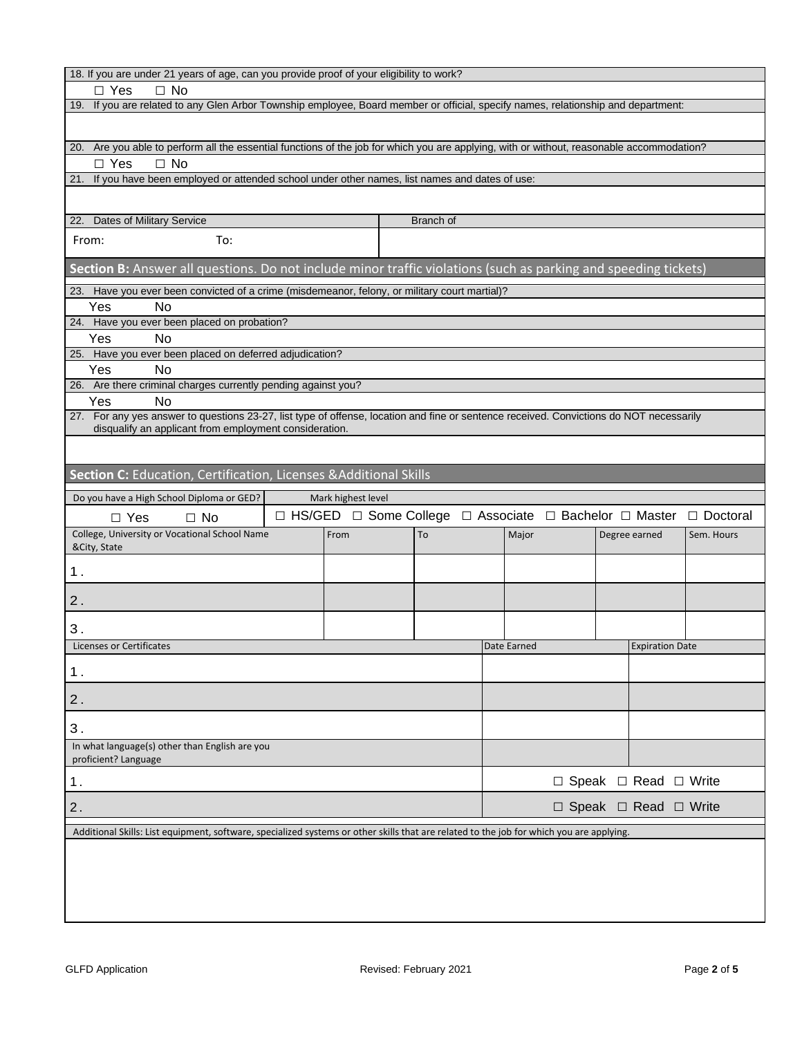18. If you are under 21 years of age, can you provide proof of your eligibility to work?

☐ Yes ☐ No

19. If you are related to any Glen Arbor Township employee, Board member or official, specify names, relationship and department:

20. Are you able to perform all the essential functions of the job for which you are applying, with or without, reasonable accommodation?

☐ Yes ☐ No

21. If you have been employed or attended school under other names, list names and dates of use:

| 22. Dates of Military Service | Branch of |
| --- | --- |
| From: To: | |

## Section B: Answer all questions. Do not include minor traffic violations (such as parking and speeding tickets)

23. Have you ever been convicted of a crime (misdemeanor, felony, or military court martial)?

Yes No

24. Have you ever been placed on probation?

Yes No

25. Have you ever been placed on deferred adjudication?

Yes No

26. Are there criminal charges currently pending against you?

Yes No

27. For any yes answer to questions 23-27, list type of offense, location and fine or sentence received. Convictions do NOT necessarily disqualify an applicant from employment consideration.

## Section C: Education, Certification, Licenses &Additional Skills

| Do you have a High School Diploma or GED? | Mark highest level |
| --- | --- |
| ☐ Yes ☐ No | ☐ HS/GED ☐ Some College ☐ Associate ☐ Bachelor ☐ Master ☐ Doctoral |

| College, University or Vocational School Name &City, State | From | To | Major | Degree earned | Sem. Hours |
| --- | --- | --- | --- | --- | --- |
| 1. | | | | | |
| 2. | | | | | |
| 3. | | | | | |

| Licenses or Certificates | Date Earned | Expiration Date |
| --- | --- | --- |
| 1. | | |
| 2. | | |
| 3. | | |

| In what language(s) other than English are you proficient? Language | |
| --- | --- |
| 1. | ☐ Speak ☐ Read ☐ Write |
| 2. | ☐ Speak ☐ Read ☐ Write |

Additional Skills: List equipment, software, specialized systems or other skills that are related to the job for which you are applying.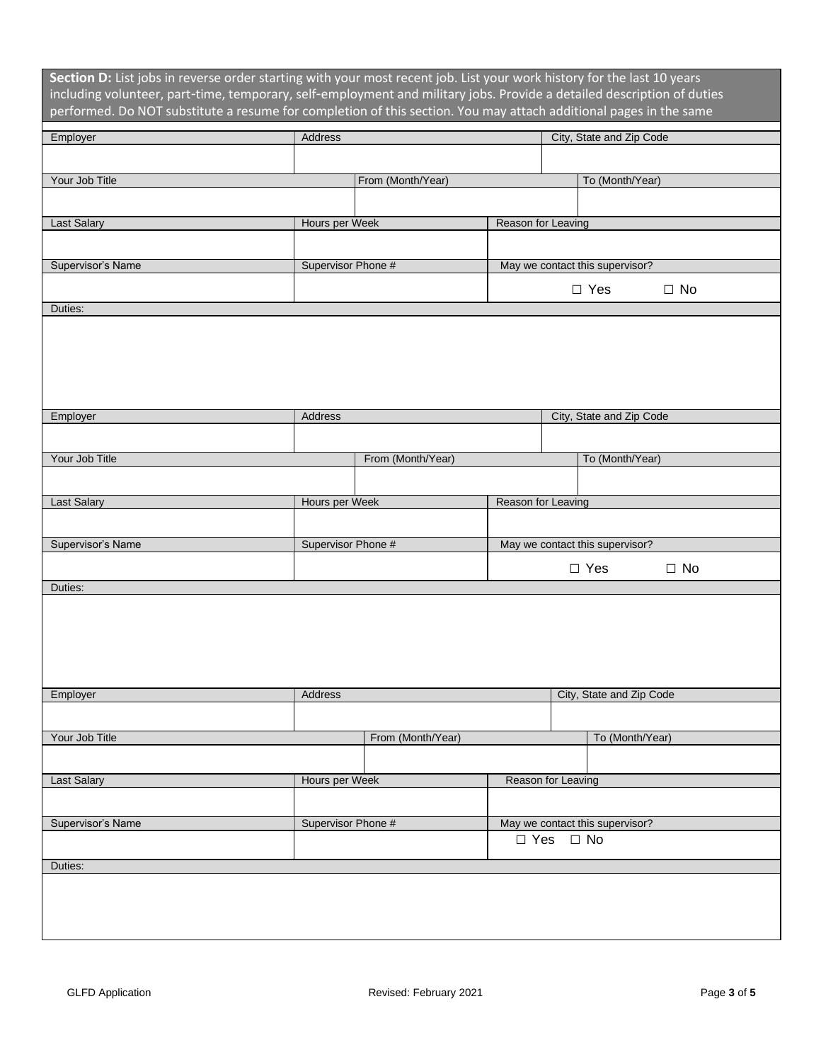**Section D:** List jobs in reverse order starting with your most recent job. List your work history for the last 10 years including volunteer, part-time, temporary, self-employment and military jobs. Provide a detailed description of duties performed. Do NOT substitute a resume for completion of this section. You may attach additional pages in the same

| Employer | Address | City, State and Zip Code |
|---|---|---|
| | | |

| Your Job Title | From (Month/Year) | To (Month/Year) |
|---|---|---|
| | | |

| Last Salary | Hours per Week | Reason for Leaving |
|---|---|---|
| | | |

| Supervisor's Name | Supervisor Phone # | May we contact this supervisor? |
|---|---|---|
| | | ☐ Yes ☐ No |

Duties:

| Employer | Address | City, State and Zip Code |
|---|---|---|
| | | |

| Your Job Title | From (Month/Year) | To (Month/Year) |
|---|---|---|
| | | |

| Last Salary | Hours per Week | Reason for Leaving |
|---|---|---|
| | | |

| Supervisor's Name | Supervisor Phone # | May we contact this supervisor? |
|---|---|---|
| | | ☐ Yes ☐ No |

Duties:

| Employer | Address | City, State and Zip Code |
|---|---|---|
| | | |

| Your Job Title | From (Month/Year) | To (Month/Year) |
|---|---|---|
| | | |

| Last Salary | Hours per Week | Reason for Leaving |
|---|---|---|
| | | |

| Supervisor's Name | Supervisor Phone # | May we contact this supervisor? |
|---|---|---|
| | | ☐ Yes ☐ No |

Duties: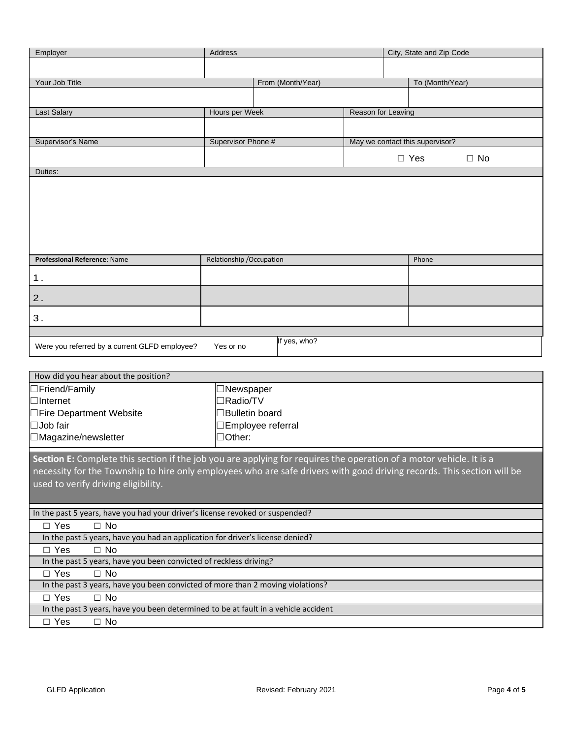| Employer | Address | City, State and Zip Code |
|---|---|---|
| | | |

| Your Job Title | From (Month/Year) | To (Month/Year) |
|---|---|---|
| | | |

| Last Salary | Hours per Week | Reason for Leaving |
|---|---|---|
| | | |

| Supervisor's Name | Supervisor Phone # | May we contact this supervisor? |
|---|---|---|
| | | ☐ Yes ☐ No |

| Duties: |
|---|
| |

| **Professional Reference**: Name | Relationship /Occupation | Phone |
|---|---|---|
| 1. | | |
| 2. | | |
| 3. | | |

| Were you referred by a current GLFD employee? | Yes or no | If yes, who? |
|---|---|---|

| How did you hear about the position? | |
|---|---|
| ☐Friend/Family | ☐Newspaper |
| ☐Internet | ☐Radio/TV |
| ☐Fire Department Website | ☐Bulletin board |
| ☐Job fair | ☐Employee referral |
| ☐Magazine/newsletter | ☐Other: |

**Section E:** Complete this section if the job you are applying for requires the operation of a motor vehicle. It is a necessity for the Township to hire only employees who are safe drivers with good driving records. This section will be used to verify driving eligibility.

| In the past 5 years, have you had your driver's license revoked or suspended? |
|---|
| ☐ Yes ☐ No |
| In the past 5 years, have you had an application for driver's license denied? |
| ☐ Yes ☐ No |
| In the past 5 years, have you been convicted of reckless driving? |
| ☐ Yes ☐ No |
| In the past 3 years, have you been convicted of more than 2 moving violations? |
| ☐ Yes ☐ No |
| In the past 3 years, have you been determined to be at fault in a vehicle accident |
| ☐ Yes ☐ No |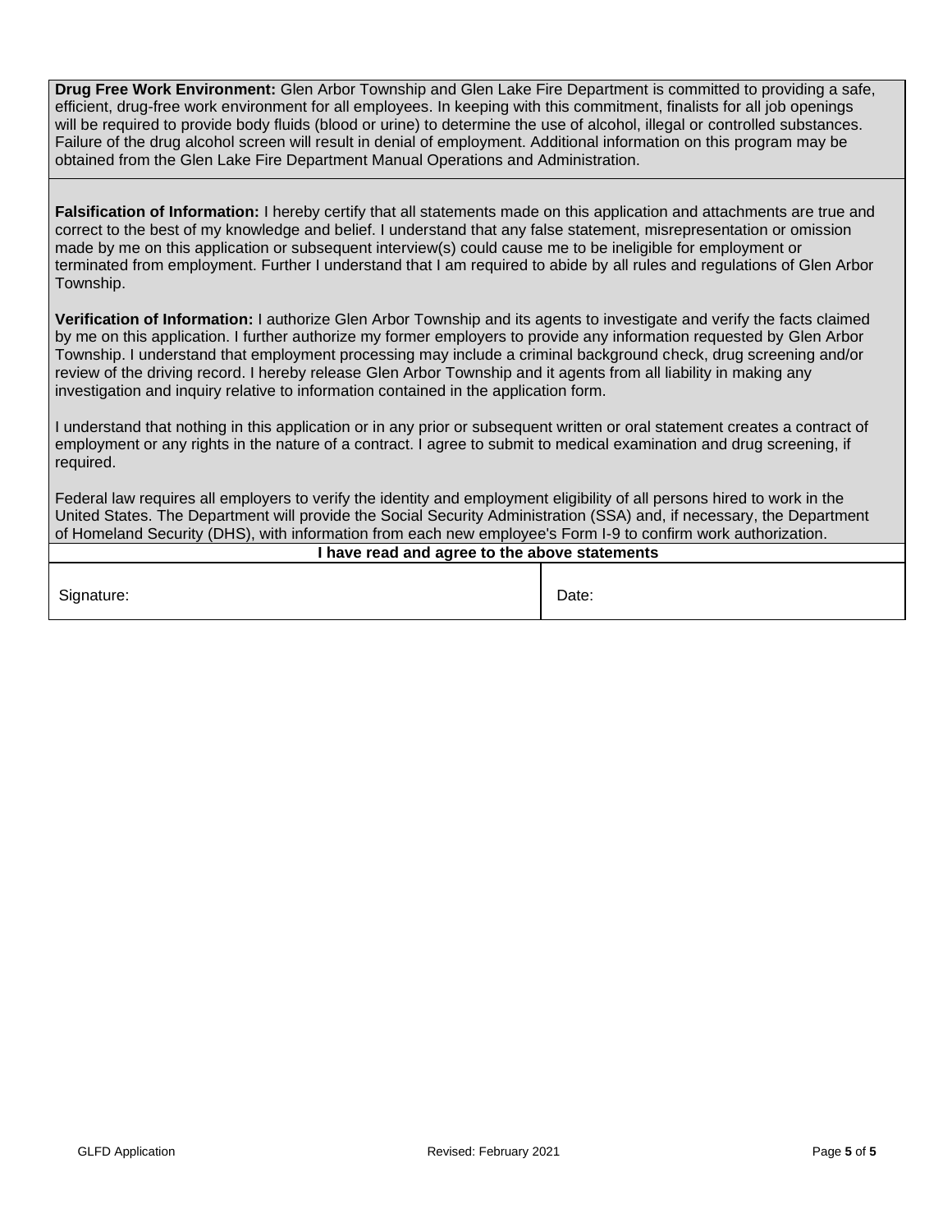**Drug Free Work Environment:** Glen Arbor Township and Glen Lake Fire Department is committed to providing a safe, efficient, drug-free work environment for all employees. In keeping with this commitment, finalists for all job openings will be required to provide body fluids (blood or urine) to determine the use of alcohol, illegal or controlled substances. Failure of the drug alcohol screen will result in denial of employment. Additional information on this program may be obtained from the Glen Lake Fire Department Manual Operations and Administration.

**Falsification of Information:** I hereby certify that all statements made on this application and attachments are true and correct to the best of my knowledge and belief. I understand that any false statement, misrepresentation or omission made by me on this application or subsequent interview(s) could cause me to be ineligible for employment or terminated from employment. Further I understand that I am required to abide by all rules and regulations of Glen Arbor Township.

**Verification of Information:** I authorize Glen Arbor Township and its agents to investigate and verify the facts claimed by me on this application. I further authorize my former employers to provide any information requested by Glen Arbor Township. I understand that employment processing may include a criminal background check, drug screening and/or review of the driving record. I hereby release Glen Arbor Township and it agents from all liability in making any investigation and inquiry relative to information contained in the application form.

I understand that nothing in this application or in any prior or subsequent written or oral statement creates a contract of employment or any rights in the nature of a contract. I agree to submit to medical examination and drug screening, if required.

Federal law requires all employers to verify the identity and employment eligibility of all persons hired to work in the United States. The Department will provide the Social Security Administration (SSA) and, if necessary, the Department of Homeland Security (DHS), with information from each new employee's Form I-9 to confirm work authorization.

| **I have read and agree to the above statements** | |
|---|---|
| Signature: | Date: |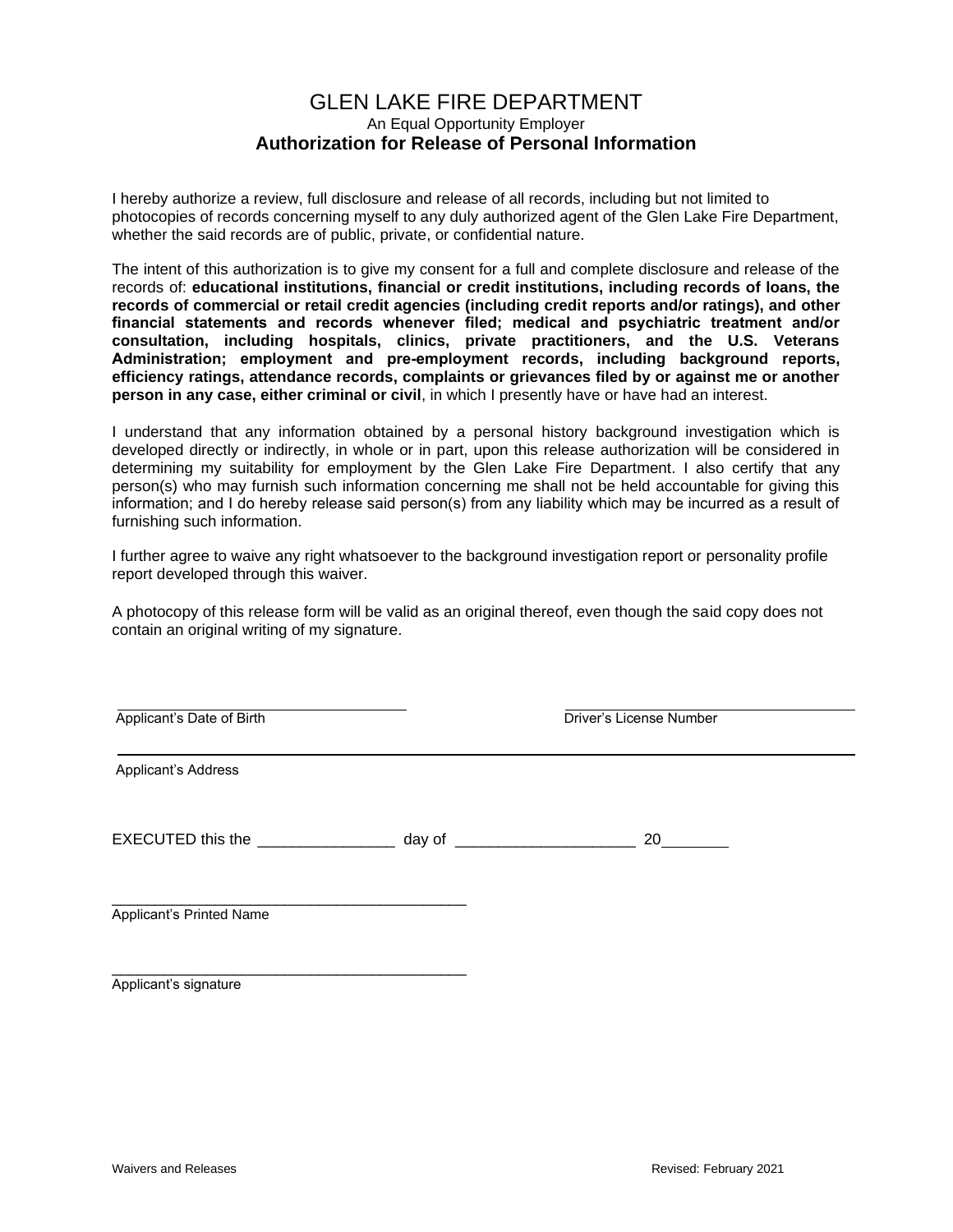# GLEN LAKE FIRE DEPARTMENT

An Equal Opportunity Employer

**Authorization for Release of Personal Information**

I hereby authorize a review, full disclosure and release of all records, including but not limited to photocopies of records concerning myself to any duly authorized agent of the Glen Lake Fire Department, whether the said records are of public, private, or confidential nature.

The intent of this authorization is to give my consent for a full and complete disclosure and release of the records of: **educational institutions, financial or credit institutions, including records of loans, the records of commercial or retail credit agencies (including credit reports and/or ratings), and other financial statements and records whenever filed; medical and psychiatric treatment and/or consultation, including hospitals, clinics, private practitioners, and the U.S. Veterans Administration; employment and pre-employment records, including background reports, efficiency ratings, attendance records, complaints or grievances filed by or against me or another person in any case, either criminal or civil**, in which I presently have or have had an interest.

I understand that any information obtained by a personal history background investigation which is developed directly or indirectly, in whole or in part, upon this release authorization will be considered in determining my suitability for employment by the Glen Lake Fire Department. I also certify that any person(s) who may furnish such information concerning me shall not be held accountable for giving this information; and I do hereby release said person(s) from any liability which may be incurred as a result of furnishing such information.

I further agree to waive any right whatsoever to the background investigation report or personality profile report developed through this waiver.

A photocopy of this release form will be valid as an original thereof, even though the said copy does not contain an original writing of my signature.

______________________________ Applicant's Date of Birth

______________________________ Driver's License Number

______________________________ Applicant's Address

EXECUTED this the ________________ day of _____________________ 20________

______________________________ Applicant's Printed Name

______________________________ Applicant's signature

Waivers and Releases

Revised: February 2021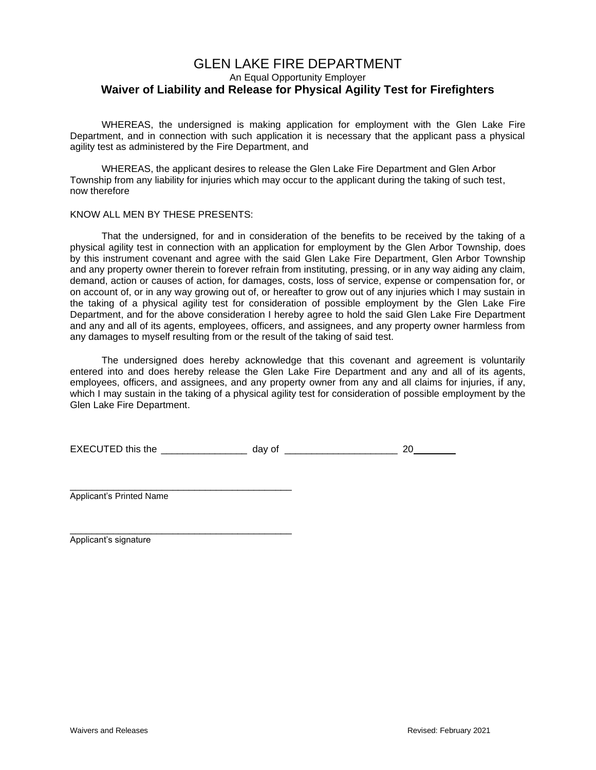# GLEN LAKE FIRE DEPARTMENT

An Equal Opportunity Employer

## Waiver of Liability and Release for Physical Agility Test for Firefighters

WHEREAS, the undersigned is making application for employment with the Glen Lake Fire Department, and in connection with such application it is necessary that the applicant pass a physical agility test as administered by the Fire Department, and

WHEREAS, the applicant desires to release the Glen Lake Fire Department and Glen Arbor Township from any liability for injuries which may occur to the applicant during the taking of such test, now therefore

KNOW ALL MEN BY THESE PRESENTS:

That the undersigned, for and in consideration of the benefits to be received by the taking of a physical agility test in connection with an application for employment by the Glen Arbor Township, does by this instrument covenant and agree with the said Glen Lake Fire Department, Glen Arbor Township and any property owner therein to forever refrain from instituting, pressing, or in any way aiding any claim, demand, action or causes of action, for damages, costs, loss of service, expense or compensation for, or on account of, or in any way growing out of, or hereafter to grow out of any injuries which I may sustain in the taking of a physical agility test for consideration of possible employment by the Glen Lake Fire Department, and for the above consideration I hereby agree to hold the said Glen Lake Fire Department and any and all of its agents, employees, officers, and assignees, and any property owner harmless from any damages to myself resulting from or the result of the taking of said test.

The undersigned does hereby acknowledge that this covenant and agreement is voluntarily entered into and does hereby release the Glen Lake Fire Department and any and all of its agents, employees, officers, and assignees, and any property owner from any and all claims for injuries, if any, which I may sustain in the taking of a physical agility test for consideration of possible employment by the Glen Lake Fire Department.

EXECUTED this the ________________ day of _____________________ 20________

____________________________________________
Applicant's Printed Name

____________________________________________
Applicant's signature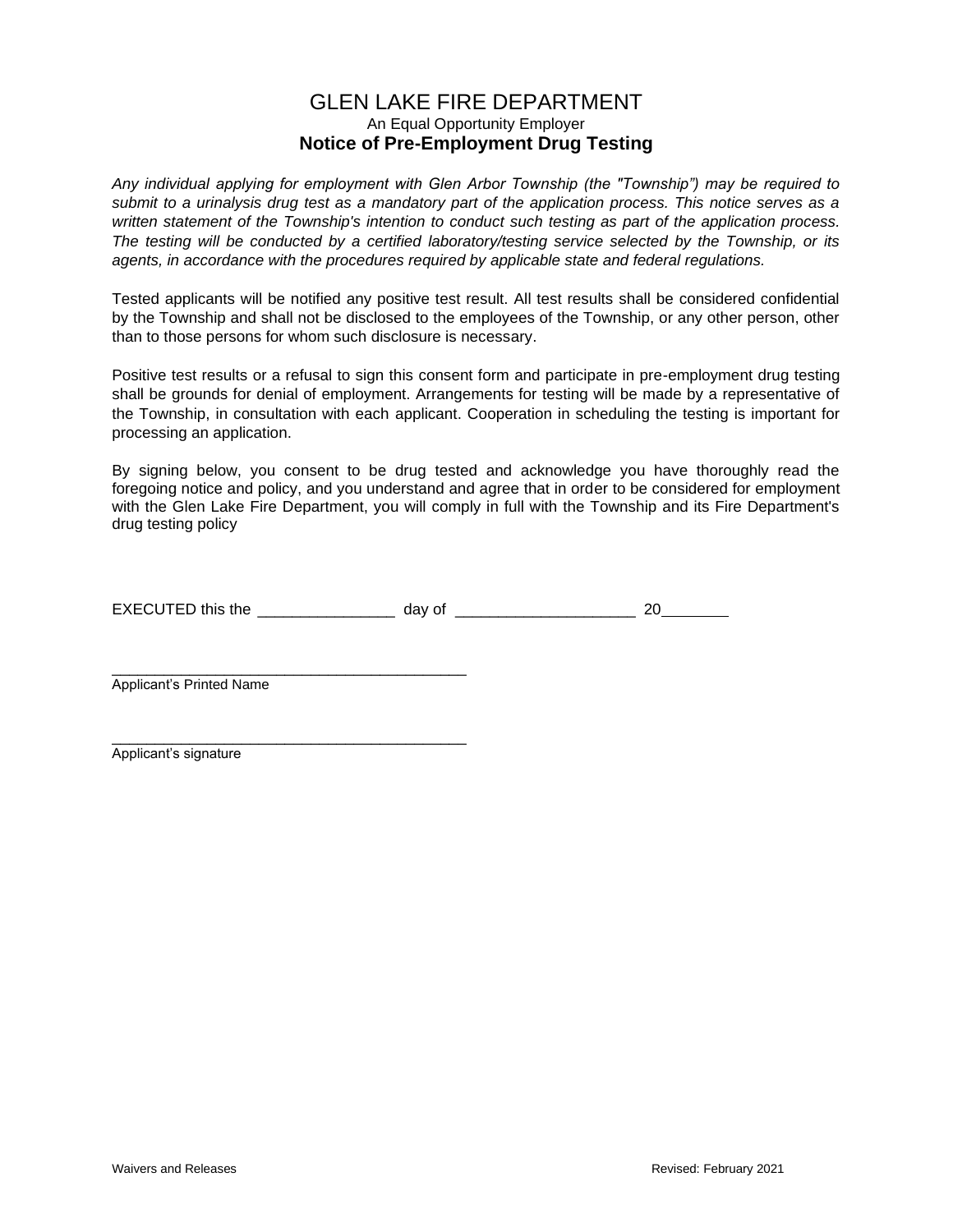# GLEN LAKE FIRE DEPARTMENT

An Equal Opportunity Employer

## Notice of Pre-Employment Drug Testing

*Any individual applying for employment with Glen Arbor Township (the "Township") may be required to submit to a urinalysis drug test as a mandatory part of the application process. This notice serves as a written statement of the Township's intention to conduct such testing as part of the application process. The testing will be conducted by a certified laboratory/testing service selected by the Township, or its agents, in accordance with the procedures required by applicable state and federal regulations.*

Tested applicants will be notified any positive test result. All test results shall be considered confidential by the Township and shall not be disclosed to the employees of the Township, or any other person, other than to those persons for whom such disclosure is necessary.

Positive test results or a refusal to sign this consent form and participate in pre-employment drug testing shall be grounds for denial of employment. Arrangements for testing will be made by a representative of the Township, in consultation with each applicant. Cooperation in scheduling the testing is important for processing an application.

By signing below, you consent to be drug tested and acknowledge you have thoroughly read the foregoing notice and policy, and you understand and agree that in order to be considered for employment with the Glen Lake Fire Department, you will comply in full with the Township and its Fire Department's drug testing policy

EXECUTED this the ________________ day of _____________________ 20________

_____________________________________________
Applicant's Printed Name

_____________________________________________
Applicant's signature

Waivers and Releases Revised: February 2021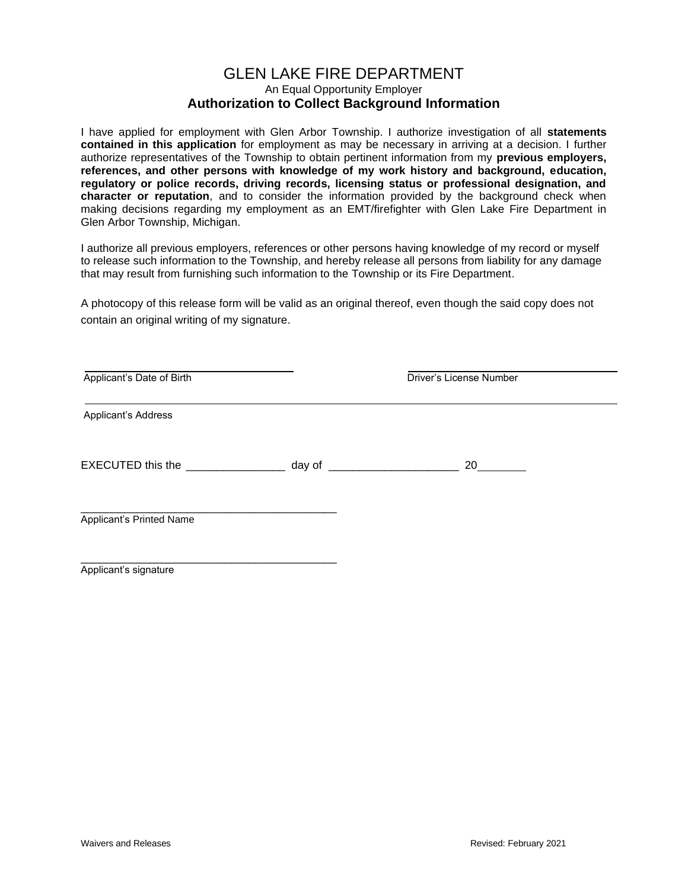# GLEN LAKE FIRE DEPARTMENT

An Equal Opportunity Employer

## Authorization to Collect Background Information

I have applied for employment with Glen Arbor Township. I authorize investigation of all **statements contained in this application** for employment as may be necessary in arriving at a decision. I further authorize representatives of the Township to obtain pertinent information from my **previous employers, references, and other persons with knowledge of my work history and background, education, regulatory or police records, driving records, licensing status or professional designation, and character or reputation**, and to consider the information provided by the background check when making decisions regarding my employment as an EMT/firefighter with Glen Lake Fire Department in Glen Arbor Township, Michigan.

I authorize all previous employers, references or other persons having knowledge of my record or myself to release such information to the Township, and hereby release all persons from liability for any damage that may result from furnishing such information to the Township or its Fire Department.

A photocopy of this release form will be valid as an original thereof, even though the said copy does not contain an original writing of my signature.

________________________________ ________________________________
Applicant's Date of Birth Driver's License Number

________________________________________________________________
Applicant's Address

EXECUTED this the _______________ day of ____________________ 20_______

____________________________________________
Applicant's Printed Name

____________________________________________
Applicant's signature

Waivers and Releases Revised: February 2021